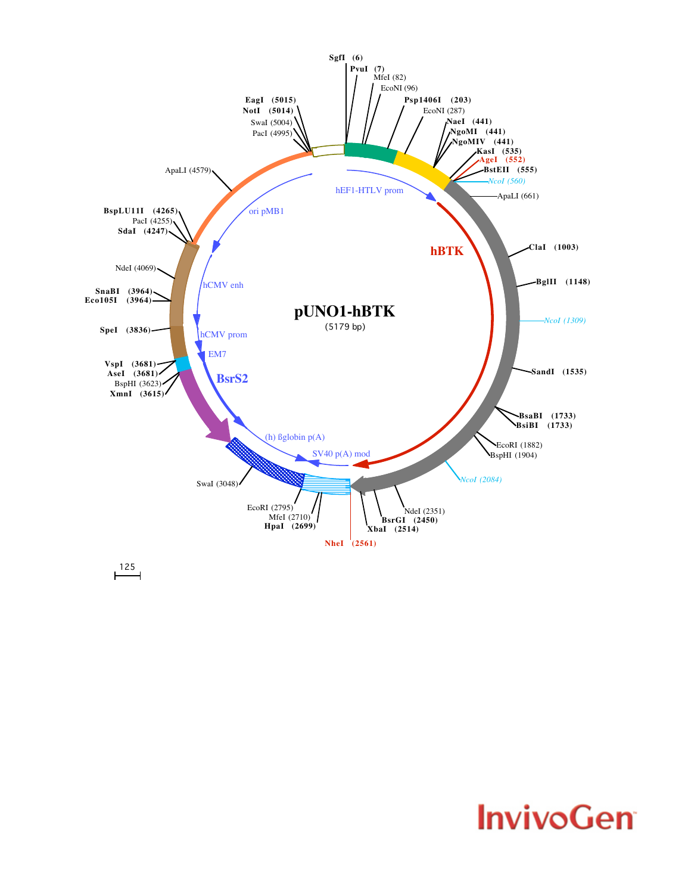# pUNO1-hBTK

(5179 bp)

SgfI (6)
PvuI (7)
MfeI (82)
EcoNI (96)
Psp1406I (203)
EcoNI (287)
NaeI (441)
NgoMI (441)
NgoMIV (441)
KasI (535)
AgeI (552)
BstEII (555)
NcoI (560)
ApaLI (661)
ClaI (1003)
BglII (1148)
NcoI (1309)
SandI (1535)
BsaBI (1733)
BsiBI (1733)
EcoRI (1882)
BspHI (1904)
NcoI (2084)
NdeI (2351)
BsrGI (2450)
XbaI (2514)
NheI (2561)
HpaI (2699)
MfeI (2710)
EcoRI (2795)
SwaI (3048)
XmnI (3615)
BspHI (3623)
AseI (3681)
VspI (3681)
SpeI (3836)
Eco105I (3964)
SnaBI (3964)
NdeI (4069)
SdaI (4247)
PacI (4255)
BspLU11I (4265)
ApaLI (4579)
PacI (4995)
SwaI (5004)
NotI (5014)
EagI (5015)

hEF1-HTLV prom

hBTK

SV40 p(A) mod

(h) ßglobin p(A)

BsrS2

EM7

hCMV prom

hCMV enh

ori pMB1

125

InvivoGen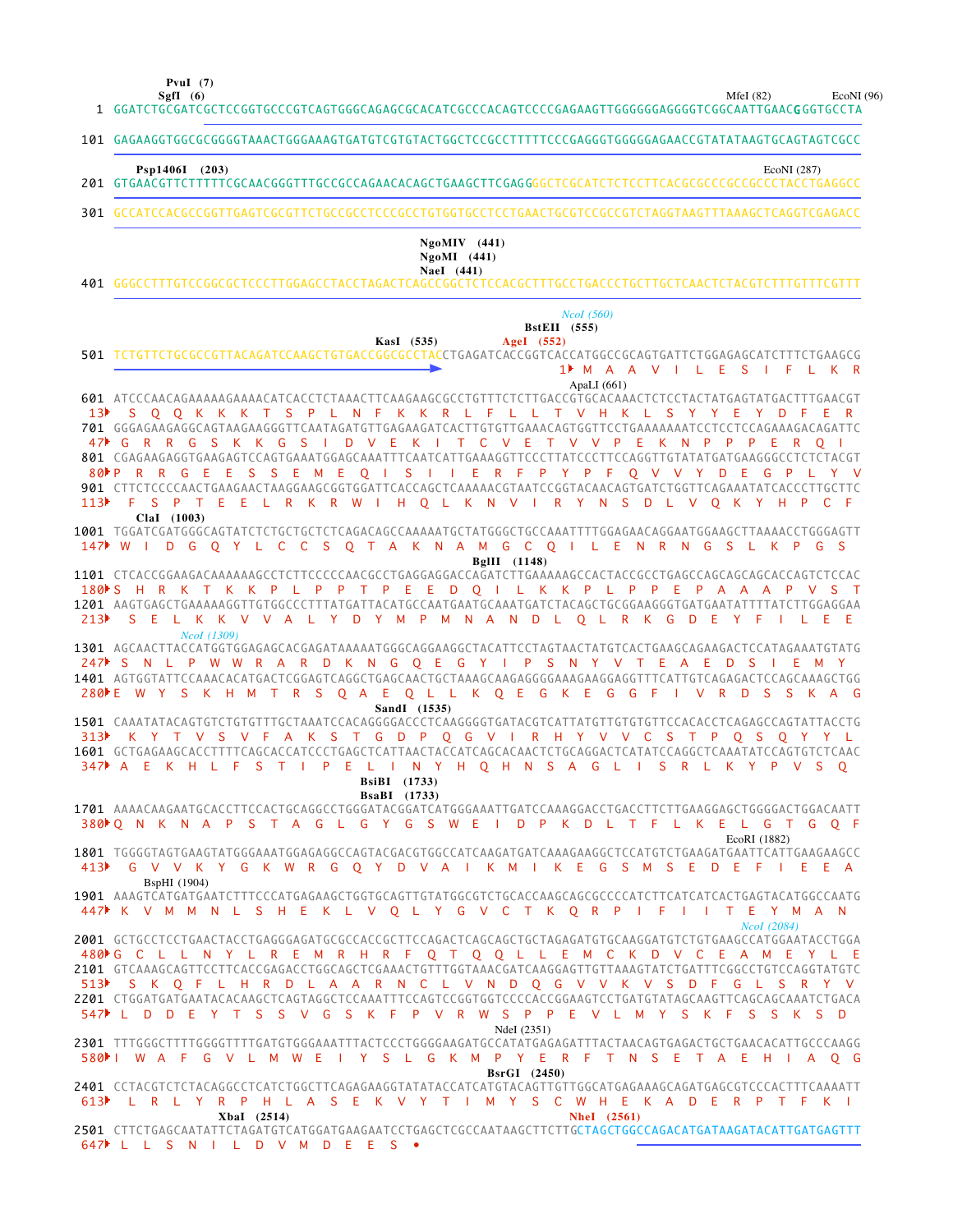```
                PvuI (7)
                SgfI (6)                                                                          MfeI (82)          EcoNI (96)
   1 GGATCTGCGATCGCTCCGGTGCCCGTCAGTGGGCAGAGCGCACATCGCCCACAGTCCCCGAGAAGTTGGGGGGAGGGGTCGGCAATTGAACGGGTGCCTA

 101 GAGAAGGTGGCGCGGGGTAAACTGGGAAAGTGATGTCGTGTACTGGCTCCGCCTTTTTCCCGAGGGTGGGGGAGAACCGTATATAAGTGCAGTAGTCGCC

        Psp1406I (203)                                                                           EcoNI (287)
 201 GTGAACGTTCTTTTTCGCAACGGGTTTGCCGCCAGAACACAGCTGAAGCTTCGAGGGGCTCGCATCTCTCCTTCACGCGCCCGCCGCCCTACCTGAGGCC

 301 GCCATCCACGCCGGTTGAGTCGCGTTCTGCCGCCTCCCGCCTGTGGTGCCTCCTGAACTGCGTCCGCCGTCTAGGTAAGTTTAAAGCTCAGGTCGAGACC

                                                        NgoMIV (441)
                                                        NgoMI (441)
                                                        NaeI (441)
 401 GGGCCTTTGTCCGGCGCTCCCTTGGAGCCTACCTAGACTCAGCCGGCTCTCCACGCTTTGCCTGACCCTGCTTGCTCAACTCTACGTCTTTGTTTCGTTT

                                                                                   NcoI (560)
                                                                             BstEII (555)
                                                       KasI (535)           AgeI (552)
 501 TCTGTTCTGCGCCGTTACAGATCCAAGCTGTGACCGGCGCCTACCTGAGATCACCGGTCACCATGGCCGCAGTGATTCTGGAGAGCATCTTTCTGAAGCG
                                                                     1▸ M  A  A  V  I  L  E  S  I  F  L  K  R
                                                                                  ApaLI (661)
 601 ATCCCAACAGAAAAAGAAAACATCACCTCTAAACTTCAAGAAGCGCCTGTTTCTCTTGACCGTGCACAAACTCTCCTACTATGAGTATGACTTTGAACGT
  13▸  S  Q  Q  K  K  K  T  S  P  L  N  F  K  K  R  L  F  L  L  T  V  H  K  L  S  Y  Y  E  Y  D  F  E  R
 701 GGGAGAAGAGGCAGTAAGAAGGGTTCAATAGATGTTGAGAAGATCACTTGTGTTGAAACAGTGGTTCCTGAAAAAAATCCTCCTCCAGAAAGACAGATTC
  47▸ G  R  R  G  S  K  K  G  S  I  D  V  E  K  I  T  C  V  E  T  V  V  P  E  K  N  P  P  P  E  R  Q  I
 801 CGAGAAGAGGTGAAGAGTCCAGTGAAATGGAGCAAATTTCAATCATTGAAAGGTTCCCTTATCCCTTCCAGGTTGTATATGATGAAGGGCCTCTCTACGT
  80▸P  R  R  G  E  E  S  S  E  M  E  Q  I  S  I  I  E  R  F  P  Y  P  F  Q  V  V  Y  D  E  G  P  L  Y  V
 901 CTTCTCCCCAACTGAAGAACTAAGGAAGCGGTGGATTCACCAGCTCAAAAACGTAATCCGGTACAACAGTGATCTGGTTCAGAAATATCACCCTTGCTTC
 113▸  F  S  P  T  E  E  L  R  K  R  W  I  H  Q  L  K  N  V  I  R  Y  N  S  D  L  V  Q  K  Y  H  P  C  F
        ClaI (1003)
1001 TGGATCGATGGGCAGTATCTCTGCTGCTCTCAGACAGCCAAAAATGCTATGGGCTGCCAAATTTTGGAGAACAGGAATGGAAGCTTAAAACCTGGGAGTT
 147▸ W  I  D  G  Q  Y  L  C  C  S  Q  T  A  K  N  A  M  G  C  Q  I  L  E  N  R  N  G  S  L  K  P  G  S
                                                                      BglII (1148)
1101 CTCACCGGAAGACAAAAAAGCCTCTTCCCCCAACGCCTGAGGAGGACCAGATCTTGAAAAAGCCACTACCGCCTGAGCCAGCAGCAGCACCAGTCTCCAC
 180▸S  H  R  K  T  K  K  P  L  P  P  T  P  E  E  D  Q  I  L  K  K  P  L  P  P  E  P  A  A  A  P  V  S  T
1201 AAGTGAGCTGAAAAAGGTTGTGGCCCTTTATGATTACATGCCAATGAATGCAAATGATCTACAGCTGCGGAAGGGTGATGAATATTTTATCTTGGAGGAA
 213▸  S  E  L  K  K  V  V  A  L  Y  D  Y  M  P  M  N  A  N  D  L  Q  L  R  K  G  D  E  Y  F  I  L  E  E
                 NcoI (1309)
1301 AGCAACTTACCATGGTGGAGAGCACGAGATAAAAATGGGCAGGAAGGCTACATTCCTAGTAACTATGTCACTGAAGCAGAAGACTCCATAGAAATGTATG
 247▸ S  N  L  P  W  W  R  A  R  D  K  N  G  Q  E  G  Y  I  P  S  N  Y  V  T  E  A  E  D  S  I  E  M  Y
1401 AGTGGTATTCCAAACACATGACTCGGAGTCAGGCTGAGCAACTGCTAAAGCAAGAGGGGAAAGAAGGAGGTTTCATTGTCAGAGACTCCAGCAAAGCTGG
 280▸E  W  Y  S  K  H  M  T  R  S  Q  A  E  Q  L  L  K  Q  E  G  K  E  G  G  F  I  V  R  D  S  S  K  A  G
                                               SandI (1535)
1501 CAAATATACAGTGTCTGTGTTTGCTAAATCCACAGGGGACCCTCAAGGGGTGATACGTCATTATGTTGTGTGTTCCACACCTCAGAGCCAGTATTACCTG
 313▸  K  Y  T  V  S  V  F  A  K  S  T  G  D  P  Q  G  V  I  R  H  Y  V  V  C  S  T  P  Q  S  Q  Y  Y  L
1601 GCTGAGAAGCACCTTTTCAGCACCATCCCTGAGCTCATTAACTACCATCAGCACAACTCTGCAGGACTCATATCCAGGCTCAAATATCCAGTGTCTCAAC
 347▸ A  E  K  H  L  F  S  T  I  P  E  L  I  N  Y  H  Q  H  N  S  A  G  L  I  S  R  L  K  Y  P  V  S  Q
                                              BsiBI (1733)
                                              BsaBI (1733)
1701 AAAACAAGAATGCACCTTCCACTGCAGGCCTGGGATACGGATCATGGGAAATTGATCCAAAGGACCTGACCTTCTTGAAGGAGCTGGGGACTGGACAATT
 380▸Q  N  K  N  A  P  S  T  A  G  L  G  Y  G  S  W  E  I  D  P  K  D  L  T  F  L  K  E  L  G  T  G  Q  F
                                                                                       EcoRI (1882)
1801 TGGGGTAGTGAAGTATGGGAAATGGAGAGGCCAGTACGACGTGGCCATCAAGATGATCAAAGAAGGCTCCATGTCTGAAGATGAATTCATTGAAGAAGCC
 413▸  G  V  V  K  Y  G  K  W  R  G  Q  Y  D  V  A  I  K  M  I  K  E  G  S  M  S  E  D  E  F  I  E  E  A
        BspHI (1904)
1901 AAAGTCATGATGAATCTTTCCCATGAGAAGCTGGTGCAGTTGTATGGCGTCTGCACCAAGCAGCGCCCCATCTTCATCATCACTGAGTACATGGCCAATG
 447▸ K  V  M  M  N  L  S  H  E  K  L  V  Q  L  Y  G  V  C  T  K  Q  R  P  I  F  I  I  T  E  Y  M  A  N
                                                                                       NcoI (2084)
2001 GCTGCCTCCTGAACTACCTGAGGGAGATGCGCCACCGCTTCCAGACTCAGCAGCTGCTAGAGATGTGCAAGGATGTCTGTGAAGCCATGGAATACCTGGA
 480▸G  C  L  L  N  Y  L  R  E  M  R  H  R  F  Q  T  Q  Q  L  L  E  M  C  K  D  V  C  E  A  M  E  Y  L  E
2101 GTCAAAGCAGTTCCTTCACCGAGACCTGGCAGCTCGAAACTGTTTGGTAAACGATCAGGGAGTTGTTAAAGTATCTGATTTCGGCCTGTCCAGGTATGTC
 513▸  S  K  Q  F  L  H  R  D  L  A  A  R  N  C  L  V  N  D  Q  G  V  V  K  V  S  D  F  G  L  S  R  Y  V
2201 CTGGATGATGAATACACAAGCTCAGTAGGCTCCAAATTTCCAGTCCGGTGGTCCCCACCGGAAGTCCTGATGTATAGCAAGTTCAGCAGCAAATCTGACA
 547▸ L  D  D  E  Y  T  S  S  V  G  S  K  F  P  V  R  W  S  P  P  E  V  L  M  Y  S  K  F  S  S  K  S  D
                                                           NdeI (2351)
2301 TTTGGGCTTTTGGGGTTTTGATGTGGGAAATTTACTCCCTGGGGAAGATGCCATATGAGAGATTTACTAACAGTGAGACTGCTGAACACATTGCCCAAGG
 580▸I  W  A  F  G  V  L  M  W  E  I  Y  S  L  G  K  M  P  Y  E  R  F  T  N  S  E  T  A  E  H  I  A  Q  G
                                                          BsrGI (2450)
2401 CCTACGTCTCTACAGGCCTCATCTGGCTTCAGAGAAGGTATATACCATCATGTACAGTTGTTGGCATGAGAAAGCAGATGAGCGTCCCACTTTCAAAATT
 613▸  L  R  L  Y  R  P  H  L  A  S  E  K  V  Y  T  I  M  Y  S  C  W  H  E  K  A  D  E  R  P  T  F  K  I
              XbaI (2514)                                                NheI (2561)
2501 CTTCTGAGCAATATTCTAGATGTCATGGATGAAGAATCCTGAGCTCGCCAATAAGCTTCTTGCTAGCTGGCCAGACATGATAAGATACATTGATGAGTTT
 647▸ L  L  S  N  I  L  D  V  M  D  E  E  S  •
```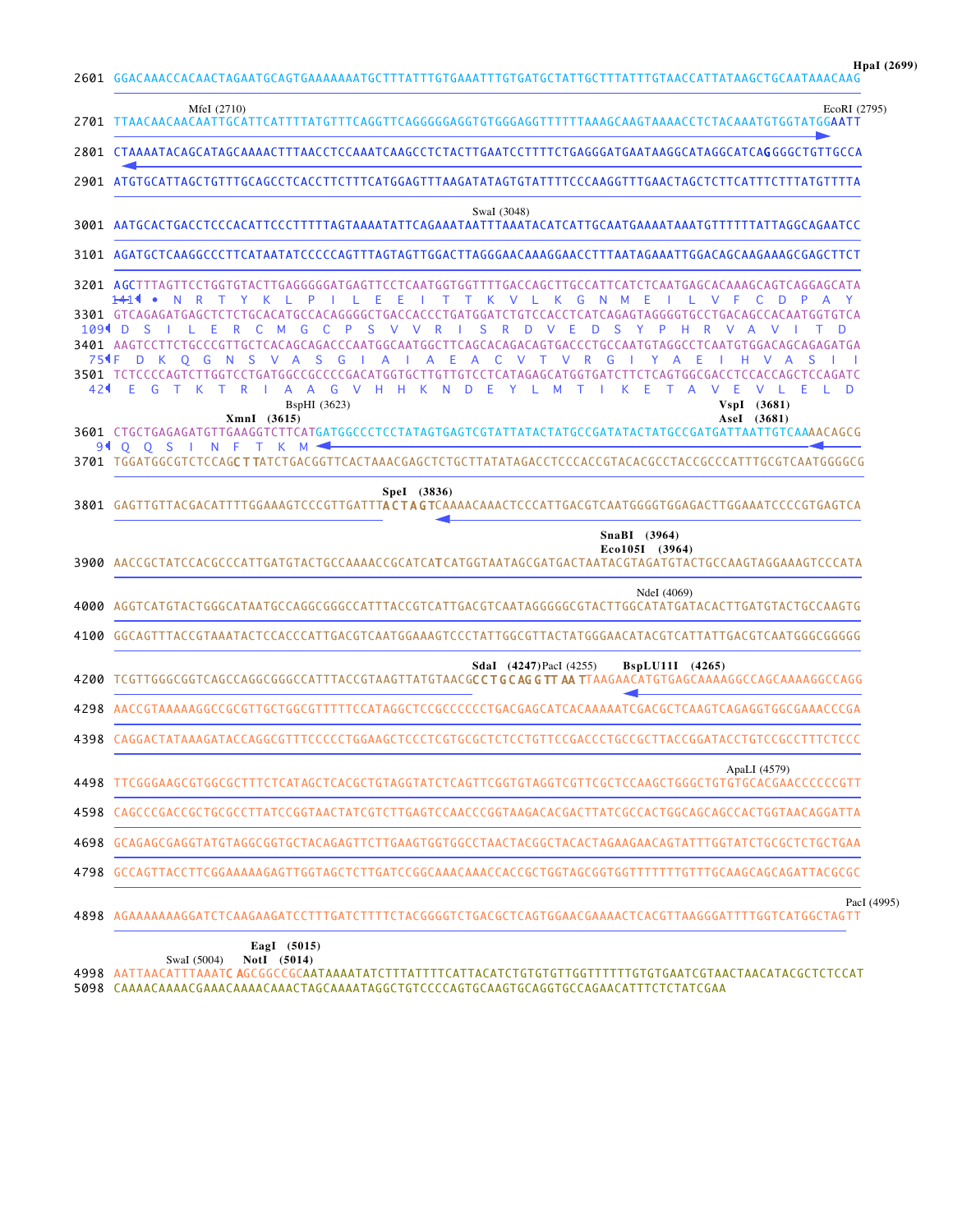HpaI (2699)

2601 GGACAAACCACAACTAGAATGCAGTGAAAAAAATGCTTTATTTGTGAAATTTGTGATGCTATTGCTTTATTTGTAACCATTATAAGCTGCAATAAACAAG

MfeI (2710) EcoRI (2795)

2701 TTAACAACAACAATTGCATTCATTTTATGTTTCAGGTTCAGGGGGAGGTGTGGGAGGTTTTTTAAAGCAAGTAAAACCTCTACAAATGTGGTATGGAATT

2801 CTAAAATACAGCATAGCAAAACTTTAACCTCCAAATCAAGCCTCTACTTGAATCCTTTTCTGAGGGATGAATAAGGCATAGGCATCAGGGGCTGTTGCCA

2901 ATGTGCATTAGCTGTTTGCAGCCTCACCTTCTTTCATGGAGTTTAAGATATAGTGTATTTTCCCAAGGTTTGAACTAGCTCTTCATTTCTTTATGTTTTA

SwaI (3048)

3001 AATGCACTGACCTCCCACATTCCCTTTTTAGTAAAATATTCAGAAATAATTTAAATACATCATTGCAATGAAAATAAATGTTTTTTATTAGGCAGAATCC

3101 AGATGCTCAAGGCCCTTCATAATATCCCCCAGTTTAGTAGTTGGACTTAGGGAACAAAGGAACCTTTAATAGAAATTGGACAGCAAGAAAGCGAGCTTCT

3201 AGCTTTAGTTCCTGGTGTACTTGAGGGGGATGAGTTCCTCAATGGTGGTTTTGACCAGCTTGCCATTCATCTCAATGAGCACAAAGCAGTCAGGAGCATA
141 • N R T Y K L P I L E E I T T K V L K G N M E I L V F C D P A Y

3301 GTCAGAGATGAGCTCTCTGCACATGCCACAGGGGCTGACCACCCTGATGGATCTGTCCACCTCATCAGAGTAGGGGTGCCTGACAGCCACAATGGTGTCA
109 D S I L E R C M G C P S V V R I S R D V E D S Y P H R V A V I T D

3401 AAGTCCTTCTGCCCGTTGCTCACAGCAGACCCAATGGCAATGGCTTCAGCACAGACAGTGACCCTGCCAATGTAGGCCTCAATGTGGACAGCAGAGATGA
75 F D K Q G N S V A S G I A I A E A C V T V R G I Y A E I H V A S I I

3501 TCTCCCCAGTCTTGGTCCTGATGGCCGCCCCGACATGGTGCTTGTTGTCCTCATAGAGCATGGTGATCTTCTCAGTGGCGACCTCCACCAGCTCCAGATC
42 E G T K T R I A A G V H H K N D E Y L M T I K E T A V E V L E L D

BspHI (3623) VspI (3681)
XmnI (3615) AseI (3681)

3601 CTGCTGAGAGATGTTGAAGGTCTTCATGATGGCCCTCCTATAGTGAGTCGTATTATACTATGCCGATATACTATGCCGATGATTAATTGTCAAAACAGCG
9 Q Q S I N F T K M

3701 TGGATGGCGTCTCCAGCTTATCTGACGGTTCACTAAACGAGCTCTGCTTATATAGACCTCCCACCGTACACGCCTACCGCCCATTTGCGTCAATGGGGCG

SpeI (3836)

3801 GAGTTGTTACGACATTTTGGAAAGTCCCGTTGATTTACTAGTCAAAACAAACTCCCATTGACGTCAATGGGGTGGAGACTTGGAAATCCCCGTGAGTCA

SnaBI (3964)
Eco105I (3964)

3900 AACCGCTATCCACGCCCATTGATGTACTGCCAAAACCGCATCATCATGGTAATAGCGATGACTAATACGTAGATGTACTGCCAAGTAGGAAAGTCCCATA

NdeI (4069)

4000 AGGTCATGTACTGGGCATAATGCCAGGCGGGCCATTTACCGTCATTGACGTCAATAGGGGGCGTACTTGGCATATGATACACTTGATGTACTGCCAAGTG

4100 GGCAGTTTACCGTAAATACTCCACCCATTGACGTCAATGGAAAGTCCCTATTGGCGTTACTATGGGAACATACGTCATTATTGACGTCAATGGGCGGGG

SdaI (4247) PacI (4255) BspLU11I (4265)

4200 TCGTTGGGCGGTCAGCCAGGCGGGCCATTTACCGTAAGTTATGTAACGCCTGCAGGTTAATTAAGAACATGTGAGCAAAAGGCCAGCAAAAGGCCAGG

4298 AACCGTAAAAAGGCCGCGTTGCTGGCGTTTTTCCATAGGCTCCGCCCCCCTGACGAGCATCACAAAAATCGACGCTCAAGTCAGAGGTGGCGAAACCCGA

4398 CAGGACTATAAAGATACCAGGCGTTTCCCCCTGGAAGCTCCCTCGTGCGCTCTCCTGTTCCGACCCTGCCGCTTACCGGATACCTGTCCGCCTTTCTCCC

ApaLI (4579)

4498 TTCGGGAAGCGTGGCGCTTTCTCATAGCTCACGCTGTAGGTATCTCAGTTCGGTGTAGGTCGTTCGCTCCAAGCTGGGCTGTGTGCACGAACCCCCCGTT

4598 CAGCCCGACCGCTGCGCCTTATCCGGTAACTATCGTCTTGAGTCCAACCCGGTAAGACACGACTTATCGCCACTGGCAGCAGCCACTGGTAACAGGATTA

4698 GCAGAGCGAGGTATGTAGGCGGTGCTACAGAGTTCTTGAAGTGGTGGCCTAACTACGGCTACACTAGAAGAACAGTATTTGGTATCTGCGCTCTGCTGAA

4798 GCCAGTTACCTTCGGAAAAAGAGTTGGTAGCTCTTGATCCGGCAAACAAACCACCGCTGGTAGCGGTGGTTTTTTTGTTTGCAAGCAGCAGATTACGCGC

PacI (4995)

4898 AGAAAAAAAGGATCTCAAGAAGATCCTTTGATCTTTTCTACGGGGTCTGACGCTCAGTGGAACGAAAACTCACGTTAAGGGATTTTGGTCATGGCTAGTT

EagI (5015)
SwaI (5004) NotI (5014)

4998 AATTAACATTTAAATCAGCGGCCGCAATAAAATATCTTTATTTTCATTACATCTGTGTGTTGGTTTTTTGTGTGAATCGTAACTAACATACGCTCTCCAT

5098 CAAAACAAAACGAAACAAAACAAACTAGCAAAATAGGCTGTCCCCAGTGCAAGTGCAGGTGCCAGAACATTTCTCTATCGAA